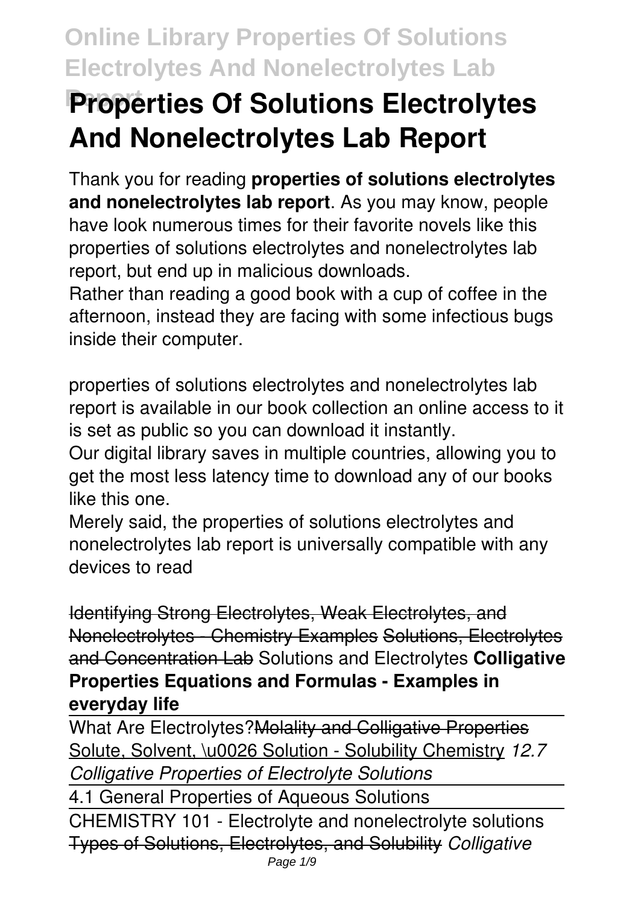# Properties Of Solutions Electrolytes And Nonelectrolytes Lab Report

Thank you for reading **properties of solutions electrolytes and nonelectrolytes lab report**. As you may know, people have look numerous times for their favorite novels like this properties of solutions electrolytes and nonelectrolytes lab report, but end up in malicious downloads.

Rather than reading a good book with a cup of coffee in the afternoon, instead they are facing with some infectious bugs inside their computer.

properties of solutions electrolytes and nonelectrolytes lab report is available in our book collection an online access to it is set as public so you can download it instantly.

Our digital library saves in multiple countries, allowing you to get the most less latency time to download any of our books like this one.

Merely said, the properties of solutions electrolytes and nonelectrolytes lab report is universally compatible with any devices to read

Identifying Strong Electrolytes, Weak Electrolytes, and Nonelectrolytes - Chemistry Examples Solutions, Electrolytes and Concentration Lab Solutions and Electrolytes **Colligative Properties Equations and Formulas - Examples in everyday life**

What Are Electrolytes? Molality and Colligative Properties Solute, Solvent, \u0026 Solution - Solubility Chemistry *12.7 Colligative Properties of Electrolyte Solutions*

4.1 General Properties of Aqueous Solutions

CHEMISTRY 101 - Electrolyte and nonelectrolyte solutions Types of Solutions, Electrolytes, and Solubility *Colligative*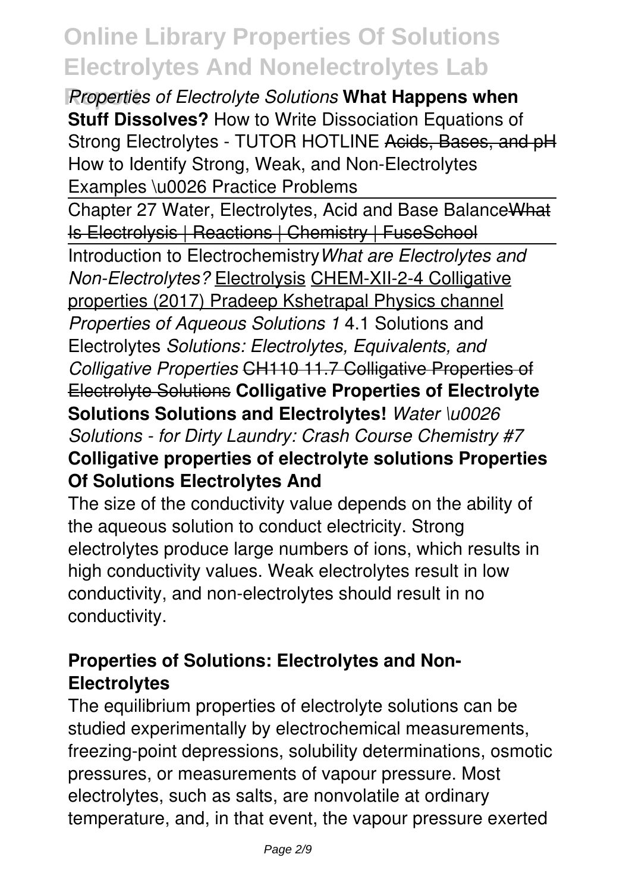*Properties of Electrolyte Solutions* **What Happens when Stuff Dissolves?** How to Write Dissociation Equations of Strong Electrolytes - TUTOR HOTLINE ~~Acids, Bases, and pH~~ How to Identify Strong, Weak, and Non-Electrolytes Examples \u0026 Practice Problems

Chapter 27 Water, Electrolytes, Acid and Base Balance~~What Is Electrolysis | Reactions | Chemistry | FuseSchool~~

Introduction to Electrochemistry *What are Electrolytes and Non-Electrolytes?* Electrolysis CHEM-XII-2-4 Colligative properties (2017) Pradeep Kshetrapal Physics channel *Properties of Aqueous Solutions 1* 4.1 Solutions and Electrolytes *Solutions: Electrolytes, Equivalents, and Colligative Properties* ~~CH110 11.7 Colligative Properties of Electrolyte Solutions~~ **Colligative Properties of Electrolyte Solutions Solutions and Electrolytes!** *Water \u0026 Solutions - for Dirty Laundry: Crash Course Chemistry #7* **Colligative properties of electrolyte solutions Properties Of Solutions Electrolytes And**

The size of the conductivity value depends on the ability of the aqueous solution to conduct electricity. Strong electrolytes produce large numbers of ions, which results in high conductivity values. Weak electrolytes result in low conductivity, and non-electrolytes should result in no conductivity.

### **Properties of Solutions: Electrolytes and Non-Electrolytes**

The equilibrium properties of electrolyte solutions can be studied experimentally by electrochemical measurements, freezing-point depressions, solubility determinations, osmotic pressures, or measurements of vapour pressure. Most electrolytes, such as salts, are nonvolatile at ordinary temperature, and, in that event, the vapour pressure exerted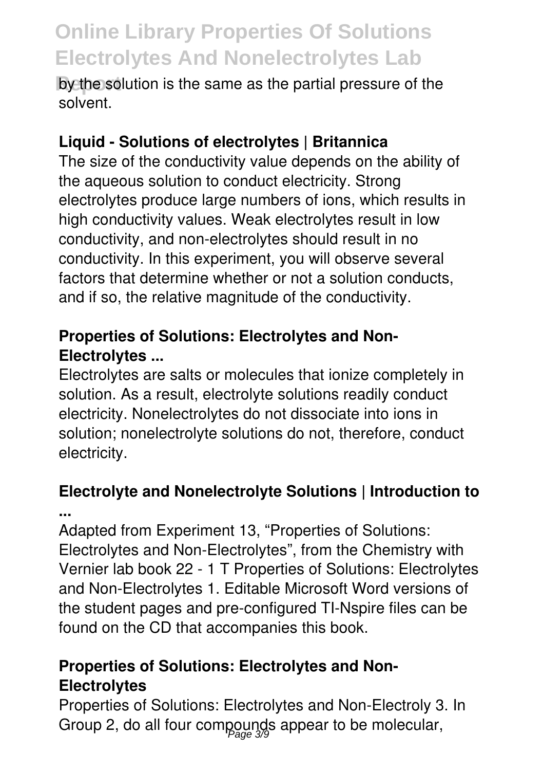by the solution is the same as the partial pressure of the solvent.

### Liquid - Solutions of electrolytes | Britannica

The size of the conductivity value depends on the ability of the aqueous solution to conduct electricity. Strong electrolytes produce large numbers of ions, which results in high conductivity values. Weak electrolytes result in low conductivity, and non-electrolytes should result in no conductivity. In this experiment, you will observe several factors that determine whether or not a solution conducts, and if so, the relative magnitude of the conductivity.

### Properties of Solutions: Electrolytes and Non-Electrolytes ...

Electrolytes are salts or molecules that ionize completely in solution. As a result, electrolyte solutions readily conduct electricity. Nonelectrolytes do not dissociate into ions in solution; nonelectrolyte solutions do not, therefore, conduct electricity.

### Electrolyte and Nonelectrolyte Solutions | Introduction to ...

Adapted from Experiment 13, "Properties of Solutions: Electrolytes and Non-Electrolytes", from the Chemistry with Vernier lab book 22 - 1 T Properties of Solutions: Electrolytes and Non-Electrolytes 1. Editable Microsoft Word versions of the student pages and pre-configured TI-Nspire files can be found on the CD that accompanies this book.

### Properties of Solutions: Electrolytes and Non-Electrolytes

Properties of Solutions: Electrolytes and Non-Electroly 3. In Group 2, do all four compounds appear to be molecular,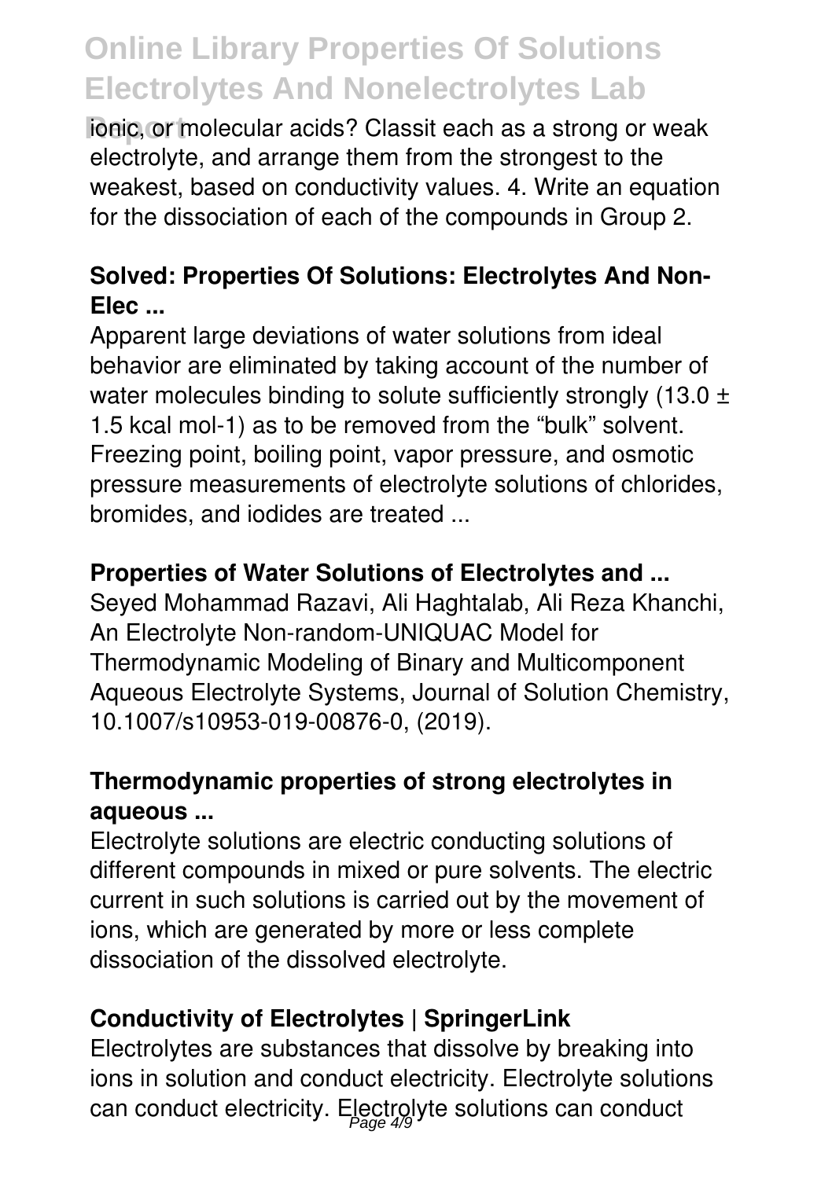ionic, or molecular acids? Classit each as a strong or weak electrolyte, and arrange them from the strongest to the weakest, based on conductivity values. 4. Write an equation for the dissociation of each of the compounds in Group 2.

### Solved: Properties Of Solutions: Electrolytes And Non-Elec ...

Apparent large deviations of water solutions from ideal behavior are eliminated by taking account of the number of water molecules binding to solute sufficiently strongly (13.0 ± 1.5 kcal mol-1) as to be removed from the "bulk" solvent. Freezing point, boiling point, vapor pressure, and osmotic pressure measurements of electrolyte solutions of chlorides, bromides, and iodides are treated ...

### Properties of Water Solutions of Electrolytes and ...

Seyed Mohammad Razavi, Ali Haghtalab, Ali Reza Khanchi, An Electrolyte Non-random-UNIQUAC Model for Thermodynamic Modeling of Binary and Multicomponent Aqueous Electrolyte Systems, Journal of Solution Chemistry, 10.1007/s10953-019-00876-0, (2019).

### Thermodynamic properties of strong electrolytes in aqueous ...

Electrolyte solutions are electric conducting solutions of different compounds in mixed or pure solvents. The electric current in such solutions is carried out by the movement of ions, which are generated by more or less complete dissociation of the dissolved electrolyte.

### Conductivity of Electrolytes | SpringerLink

Electrolytes are substances that dissolve by breaking into ions in solution and conduct electricity. Electrolyte solutions can conduct electricity. Electrolyte solutions can conduct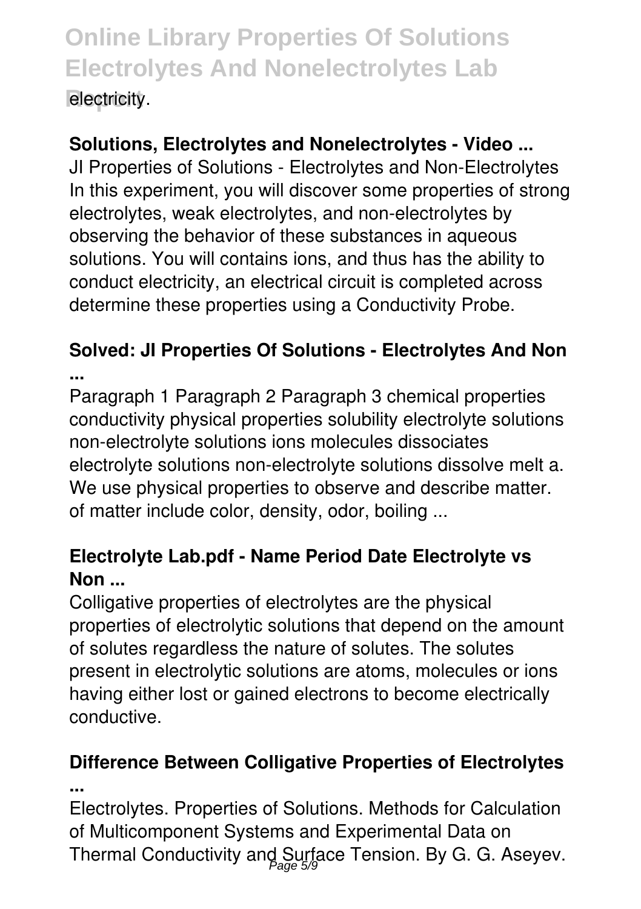electricity.

**Solutions, Electrolytes and Nonelectrolytes - Video ...**

JI Properties of Solutions - Electrolytes and Non-Electrolytes In this experiment, you will discover some properties of strong electrolytes, weak electrolytes, and non-electrolytes by observing the behavior of these substances in aqueous solutions. You will contains ions, and thus has the ability to conduct electricity, an electrical circuit is completed across determine these properties using a Conductivity Probe.

**Solved: JI Properties Of Solutions - Electrolytes And Non ...**

Paragraph 1 Paragraph 2 Paragraph 3 chemical properties conductivity physical properties solubility electrolyte solutions non-electrolyte solutions ions molecules dissociates electrolyte solutions non-electrolyte solutions dissolve melt a. We use physical properties to observe and describe matter. of matter include color, density, odor, boiling ...

**Electrolyte Lab.pdf - Name Period Date Electrolyte vs Non ...**

Colligative properties of electrolytes are the physical properties of electrolytic solutions that depend on the amount of solutes regardless the nature of solutes. The solutes present in electrolytic solutions are atoms, molecules or ions having either lost or gained electrons to become electrically conductive.

**Difference Between Colligative Properties of Electrolytes ...**

Electrolytes. Properties of Solutions. Methods for Calculation of Multicomponent Systems and Experimental Data on Thermal Conductivity and Surface Tension. By G. G. Aseyev.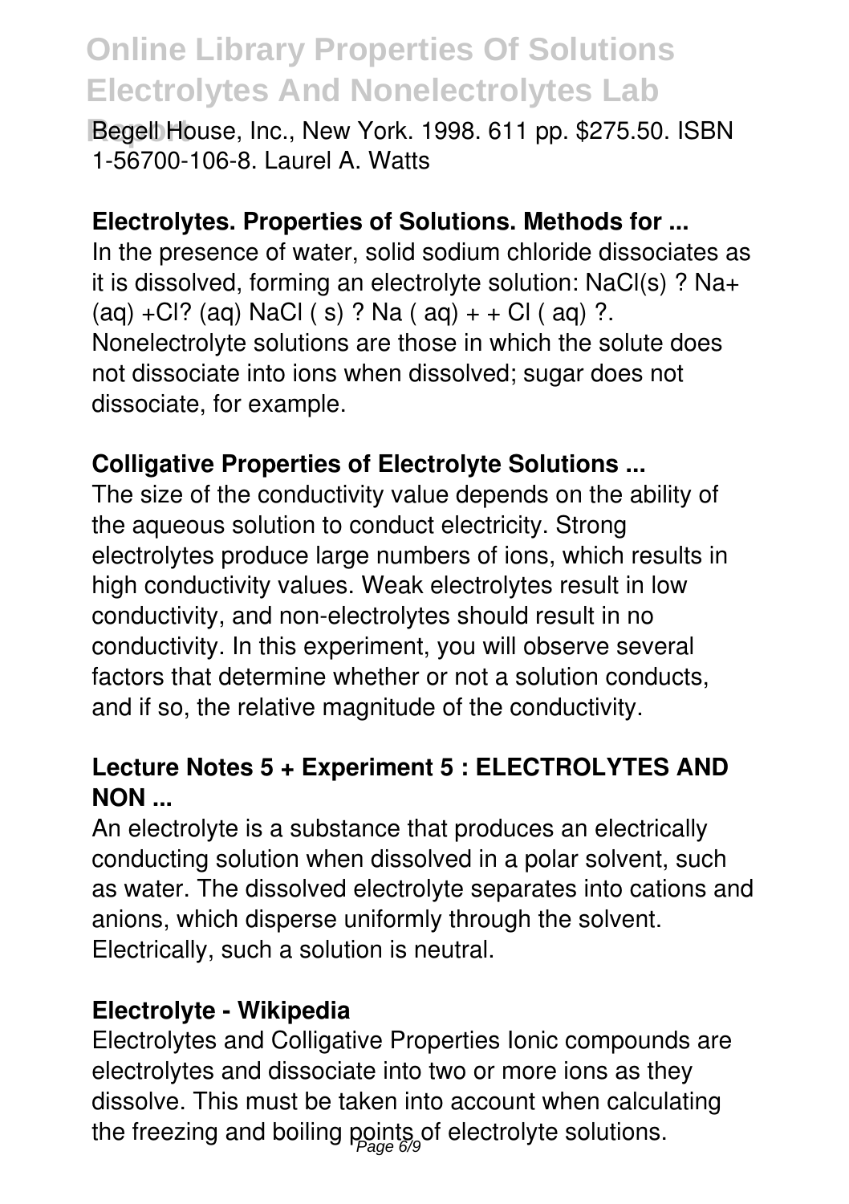Begell House, Inc., New York. 1998. 611 pp. $275.50. ISBN 1-56700-106-8. Laurel A. Watts

**Electrolytes. Properties of Solutions. Methods for ...**

In the presence of water, solid sodium chloride dissociates as it is dissolved, forming an electrolyte solution: NaCl(s) ? Na+ (aq) +Cl? (aq) NaCl ( s) ? Na ( aq) + + Cl ( aq) ?. Nonelectrolyte solutions are those in which the solute does not dissociate into ions when dissolved; sugar does not dissociate, for example.

**Colligative Properties of Electrolyte Solutions ...**

The size of the conductivity value depends on the ability of the aqueous solution to conduct electricity. Strong electrolytes produce large numbers of ions, which results in high conductivity values. Weak electrolytes result in low conductivity, and non-electrolytes should result in no conductivity. In this experiment, you will observe several factors that determine whether or not a solution conducts, and if so, the relative magnitude of the conductivity.

**Lecture Notes 5 + Experiment 5 : ELECTROLYTES AND NON ...**

An electrolyte is a substance that produces an electrically conducting solution when dissolved in a polar solvent, such as water. The dissolved electrolyte separates into cations and anions, which disperse uniformly through the solvent. Electrically, such a solution is neutral.

**Electrolyte - Wikipedia**

Electrolytes and Colligative Properties Ionic compounds are electrolytes and dissociate into two or more ions as they dissolve. This must be taken into account when calculating the freezing and boiling points of electrolyte solutions.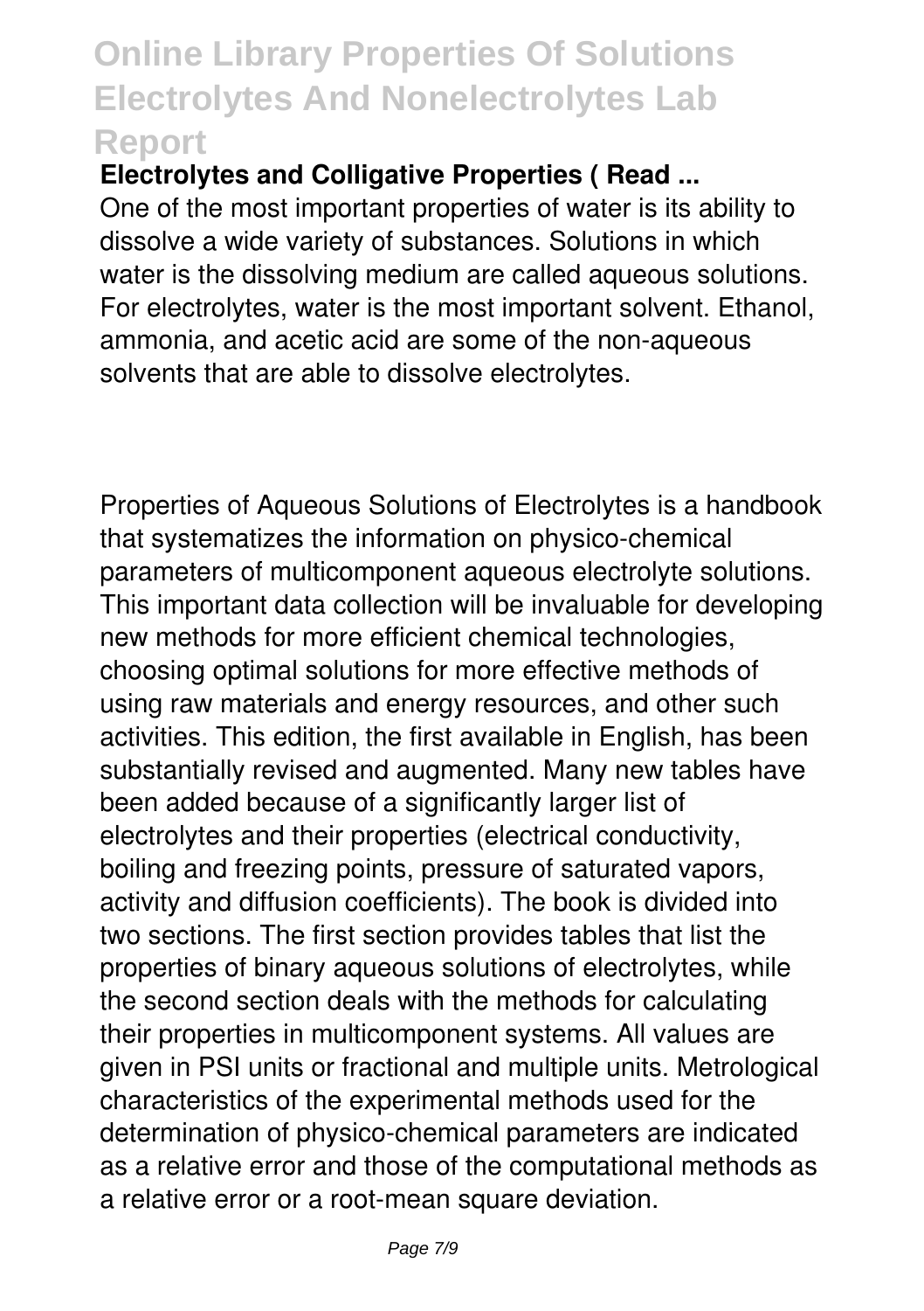**Electrolytes and Colligative Properties ( Read ...**

One of the most important properties of water is its ability to dissolve a wide variety of substances. Solutions in which water is the dissolving medium are called aqueous solutions. For electrolytes, water is the most important solvent. Ethanol, ammonia, and acetic acid are some of the non-aqueous solvents that are able to dissolve electrolytes.

Properties of Aqueous Solutions of Electrolytes is a handbook that systematizes the information on physico-chemical parameters of multicomponent aqueous electrolyte solutions. This important data collection will be invaluable for developing new methods for more efficient chemical technologies, choosing optimal solutions for more effective methods of using raw materials and energy resources, and other such activities. This edition, the first available in English, has been substantially revised and augmented. Many new tables have been added because of a significantly larger list of electrolytes and their properties (electrical conductivity, boiling and freezing points, pressure of saturated vapors, activity and diffusion coefficients). The book is divided into two sections. The first section provides tables that list the properties of binary aqueous solutions of electrolytes, while the second section deals with the methods for calculating their properties in multicomponent systems. All values are given in PSI units or fractional and multiple units. Metrological characteristics of the experimental methods used for the determination of physico-chemical parameters are indicated as a relative error and those of the computational methods as a relative error or a root-mean square deviation.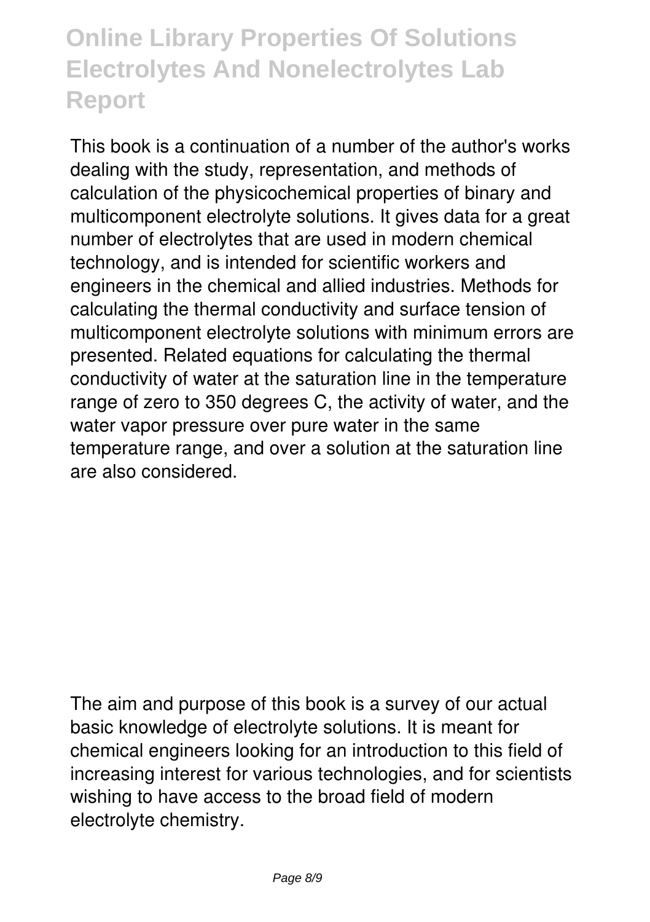This book is a continuation of a number of the author's works dealing with the study, representation, and methods of calculation of the physicochemical properties of binary and multicomponent electrolyte solutions. It gives data for a great number of electrolytes that are used in modern chemical technology, and is intended for scientific workers and engineers in the chemical and allied industries. Methods for calculating the thermal conductivity and surface tension of multicomponent electrolyte solutions with minimum errors are presented. Related equations for calculating the thermal conductivity of water at the saturation line in the temperature range of zero to 350 degrees C, the activity of water, and the water vapor pressure over pure water in the same temperature range, and over a solution at the saturation line are also considered.

The aim and purpose of this book is a survey of our actual basic knowledge of electrolyte solutions. It is meant for chemical engineers looking for an introduction to this field of increasing interest for various technologies, and for scientists wishing to have access to the broad field of modern electrolyte chemistry.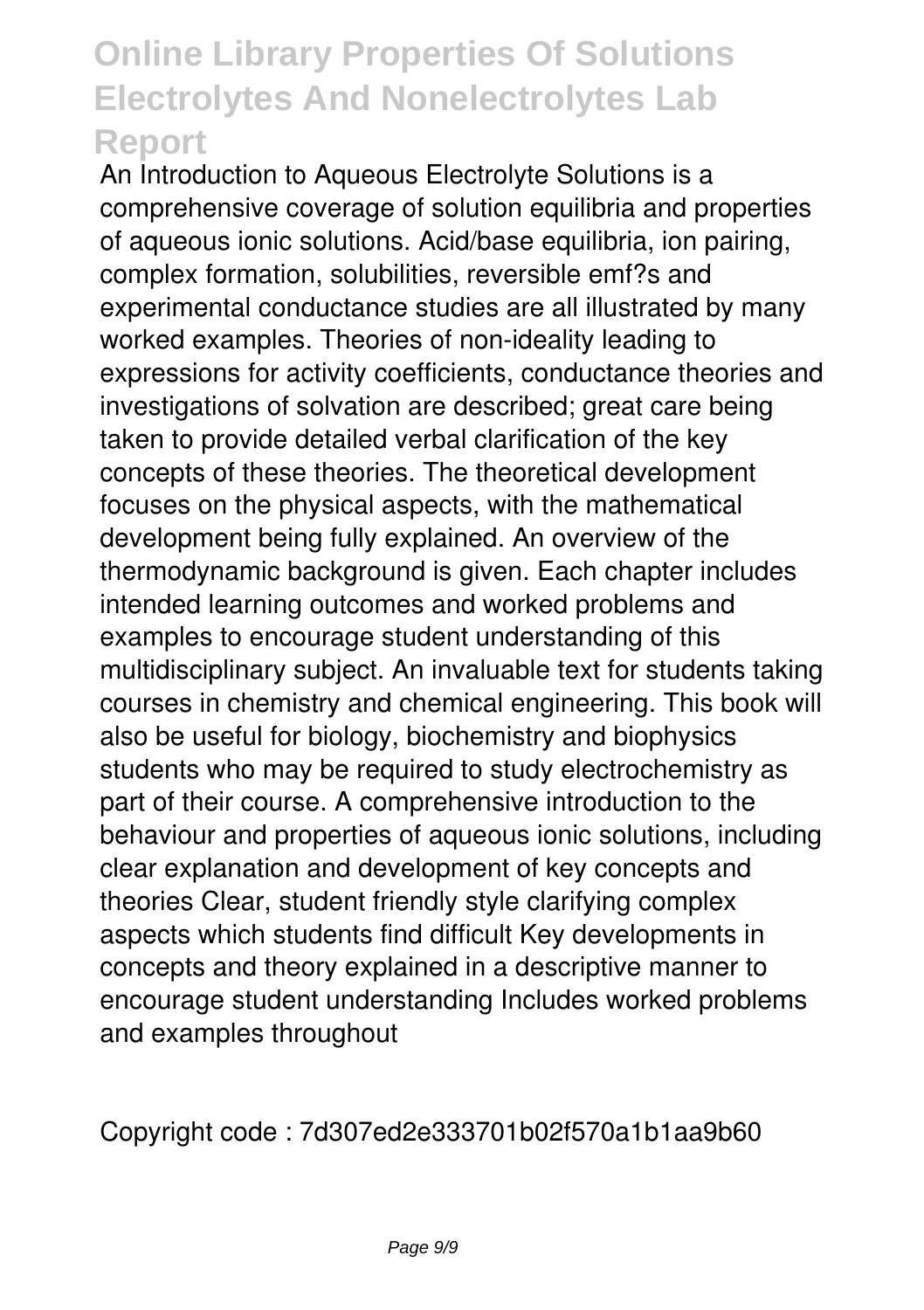An Introduction to Aqueous Electrolyte Solutions is a comprehensive coverage of solution equilibria and properties of aqueous ionic solutions. Acid/base equilibria, ion pairing, complex formation, solubilities, reversible emf?s and experimental conductance studies are all illustrated by many worked examples. Theories of non-ideality leading to expressions for activity coefficients, conductance theories and investigations of solvation are described; great care being taken to provide detailed verbal clarification of the key concepts of these theories. The theoretical development focuses on the physical aspects, with the mathematical development being fully explained. An overview of the thermodynamic background is given. Each chapter includes intended learning outcomes and worked problems and examples to encourage student understanding of this multidisciplinary subject. An invaluable text for students taking courses in chemistry and chemical engineering. This book will also be useful for biology, biochemistry and biophysics students who may be required to study electrochemistry as part of their course. A comprehensive introduction to the behaviour and properties of aqueous ionic solutions, including clear explanation and development of key concepts and theories Clear, student friendly style clarifying complex aspects which students find difficult Key developments in concepts and theory explained in a descriptive manner to encourage student understanding Includes worked problems and examples throughout

Copyright code : 7d307ed2e333701b02f570a1b1aa9b60